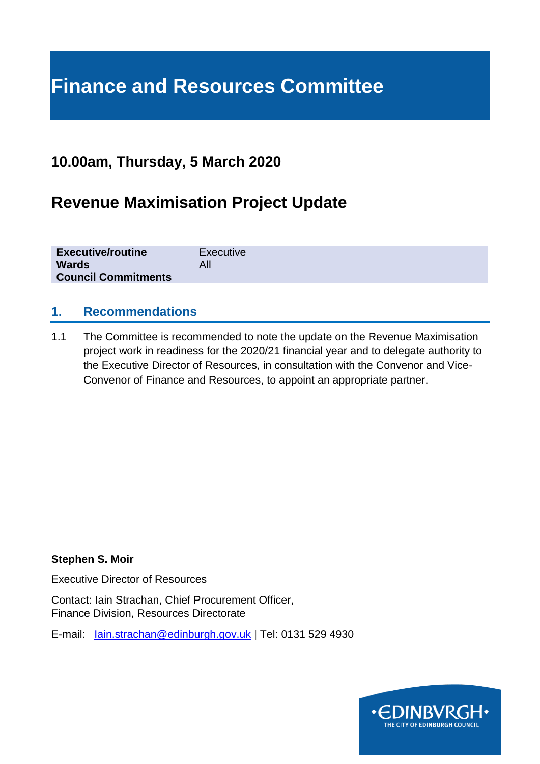# Finance and Resources Committee

## 10.00am, Thursday, 5 March 2020

## Revenue Maximisation Project Update

| | |
|---|---|
| **Executive/routine** | Executive |
| **Wards** | All |
| **Council Commitments** | |

### 1. Recommendations

1.1 The Committee is recommended to note the update on the Revenue Maximisation project work in readiness for the 2020/21 financial year and to delegate authority to the Executive Director of Resources, in consultation with the Convenor and Vice-Convenor of Finance and Resources, to appoint an appropriate partner.

**Stephen S. Moir**

Executive Director of Resources

Contact: Iain Strachan, Chief Procurement Officer,
Finance Division, Resources Directorate

E-mail: Iain.strachan@edinburgh.gov.uk | Tel: 0131 529 4930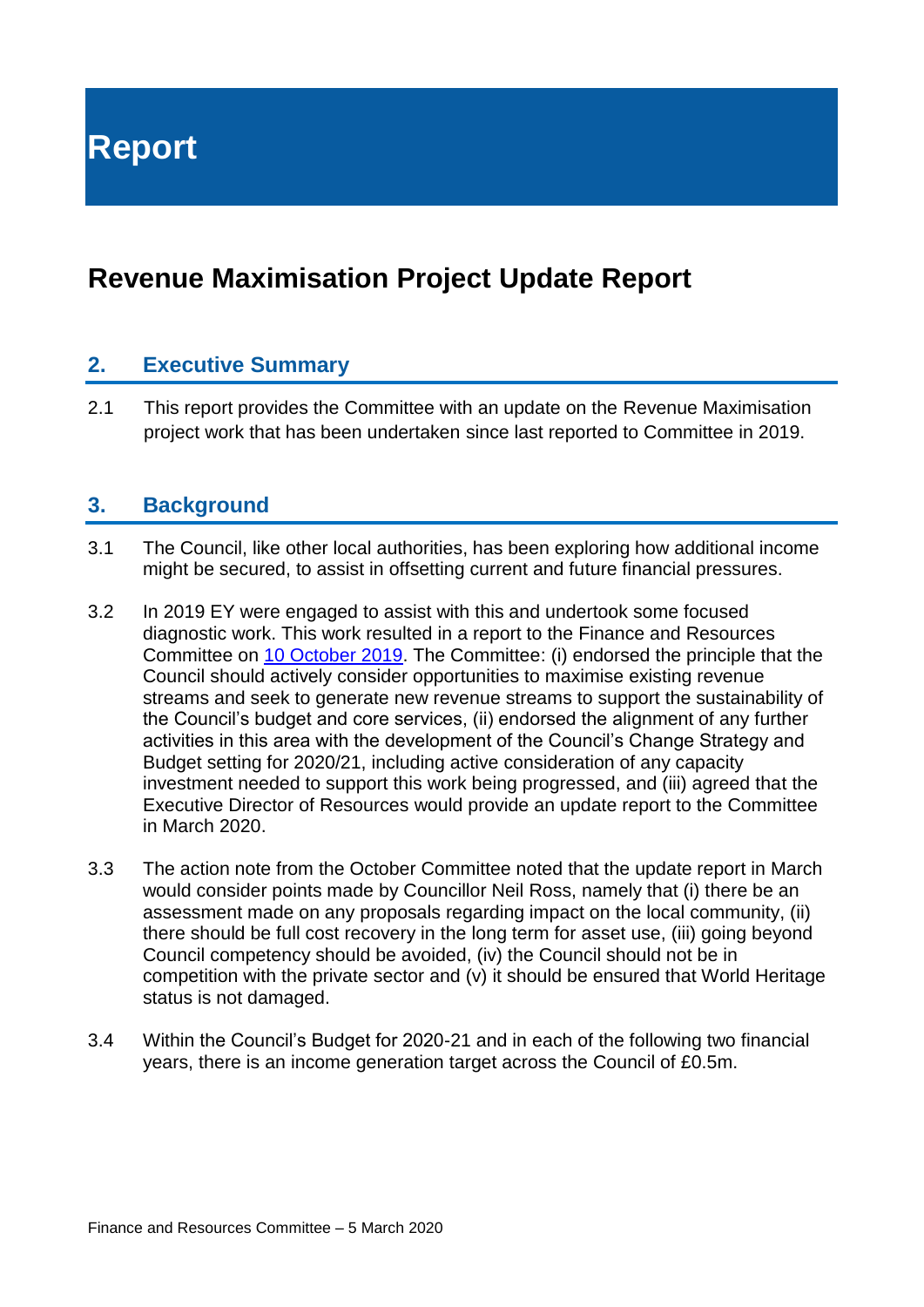# Report

## Revenue Maximisation Project Update Report

### 2. Executive Summary

2.1 This report provides the Committee with an update on the Revenue Maximisation project work that has been undertaken since last reported to Committee in 2019.

### 3. Background

3.1 The Council, like other local authorities, has been exploring how additional income might be secured, to assist in offsetting current and future financial pressures.

3.2 In 2019 EY were engaged to assist with this and undertook some focused diagnostic work. This work resulted in a report to the Finance and Resources Committee on 10 October 2019. The Committee: (i) endorsed the principle that the Council should actively consider opportunities to maximise existing revenue streams and seek to generate new revenue streams to support the sustainability of the Council's budget and core services, (ii) endorsed the alignment of any further activities in this area with the development of the Council's Change Strategy and Budget setting for 2020/21, including active consideration of any capacity investment needed to support this work being progressed, and (iii) agreed that the Executive Director of Resources would provide an update report to the Committee in March 2020.

3.3 The action note from the October Committee noted that the update report in March would consider points made by Councillor Neil Ross, namely that (i) there be an assessment made on any proposals regarding impact on the local community, (ii) there should be full cost recovery in the long term for asset use, (iii) going beyond Council competency should be avoided, (iv) the Council should not be in competition with the private sector and (v) it should be ensured that World Heritage status is not damaged.

3.4 Within the Council's Budget for 2020-21 and in each of the following two financial years, there is an income generation target across the Council of £0.5m.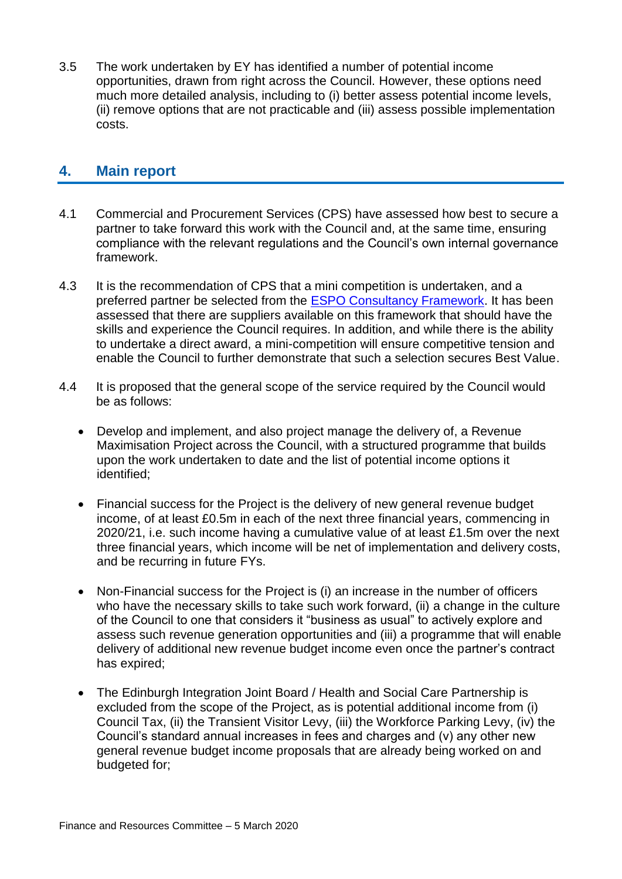3.5 The work undertaken by EY has identified a number of potential income opportunities, drawn from right across the Council. However, these options need much more detailed analysis, including to (i) better assess potential income levels, (ii) remove options that are not practicable and (iii) assess possible implementation costs.

## 4. Main report

4.1 Commercial and Procurement Services (CPS) have assessed how best to secure a partner to take forward this work with the Council and, at the same time, ensuring compliance with the relevant regulations and the Council's own internal governance framework.

4.3 It is the recommendation of CPS that a mini competition is undertaken, and a preferred partner be selected from the ESPO Consultancy Framework. It has been assessed that there are suppliers available on this framework that should have the skills and experience the Council requires. In addition, and while there is the ability to undertake a direct award, a mini-competition will ensure competitive tension and enable the Council to further demonstrate that such a selection secures Best Value.

4.4 It is proposed that the general scope of the service required by the Council would be as follows:

- Develop and implement, and also project manage the delivery of, a Revenue Maximisation Project across the Council, with a structured programme that builds upon the work undertaken to date and the list of potential income options it identified;
- Financial success for the Project is the delivery of new general revenue budget income, of at least £0.5m in each of the next three financial years, commencing in 2020/21, i.e. such income having a cumulative value of at least £1.5m over the next three financial years, which income will be net of implementation and delivery costs, and be recurring in future FYs.
- Non-Financial success for the Project is (i) an increase in the number of officers who have the necessary skills to take such work forward, (ii) a change in the culture of the Council to one that considers it "business as usual" to actively explore and assess such revenue generation opportunities and (iii) a programme that will enable delivery of additional new revenue budget income even once the partner's contract has expired;
- The Edinburgh Integration Joint Board / Health and Social Care Partnership is excluded from the scope of the Project, as is potential additional income from (i) Council Tax, (ii) the Transient Visitor Levy, (iii) the Workforce Parking Levy, (iv) the Council's standard annual increases in fees and charges and (v) any other new general revenue budget income proposals that are already being worked on and budgeted for;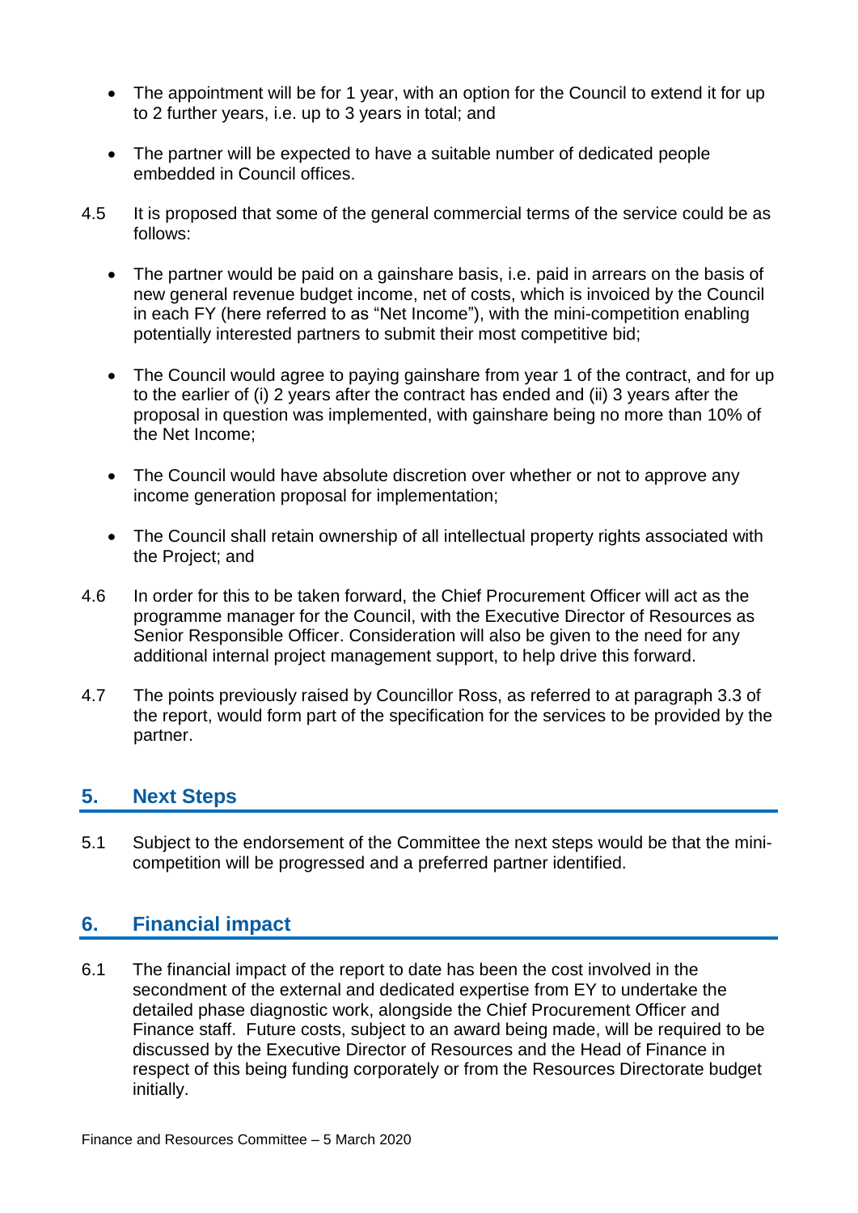- The appointment will be for 1 year, with an option for the Council to extend it for up to 2 further years, i.e. up to 3 years in total; and
- The partner will be expected to have a suitable number of dedicated people embedded in Council offices.

4.5 It is proposed that some of the general commercial terms of the service could be as follows:

- The partner would be paid on a gainshare basis, i.e. paid in arrears on the basis of new general revenue budget income, net of costs, which is invoiced by the Council in each FY (here referred to as "Net Income"), with the mini-competition enabling potentially interested partners to submit their most competitive bid;
- The Council would agree to paying gainshare from year 1 of the contract, and for up to the earlier of (i) 2 years after the contract has ended and (ii) 3 years after the proposal in question was implemented, with gainshare being no more than 10% of the Net Income;
- The Council would have absolute discretion over whether or not to approve any income generation proposal for implementation;
- The Council shall retain ownership of all intellectual property rights associated with the Project; and

4.6 In order for this to be taken forward, the Chief Procurement Officer will act as the programme manager for the Council, with the Executive Director of Resources as Senior Responsible Officer. Consideration will also be given to the need for any additional internal project management support, to help drive this forward.

4.7 The points previously raised by Councillor Ross, as referred to at paragraph 3.3 of the report, would form part of the specification for the services to be provided by the partner.

## 5. Next Steps

5.1 Subject to the endorsement of the Committee the next steps would be that the mini-competition will be progressed and a preferred partner identified.

## 6. Financial impact

6.1 The financial impact of the report to date has been the cost involved in the secondment of the external and dedicated expertise from EY to undertake the detailed phase diagnostic work, alongside the Chief Procurement Officer and Finance staff. Future costs, subject to an award being made, will be required to be discussed by the Executive Director of Resources and the Head of Finance in respect of this being funding corporately or from the Resources Directorate budget initially.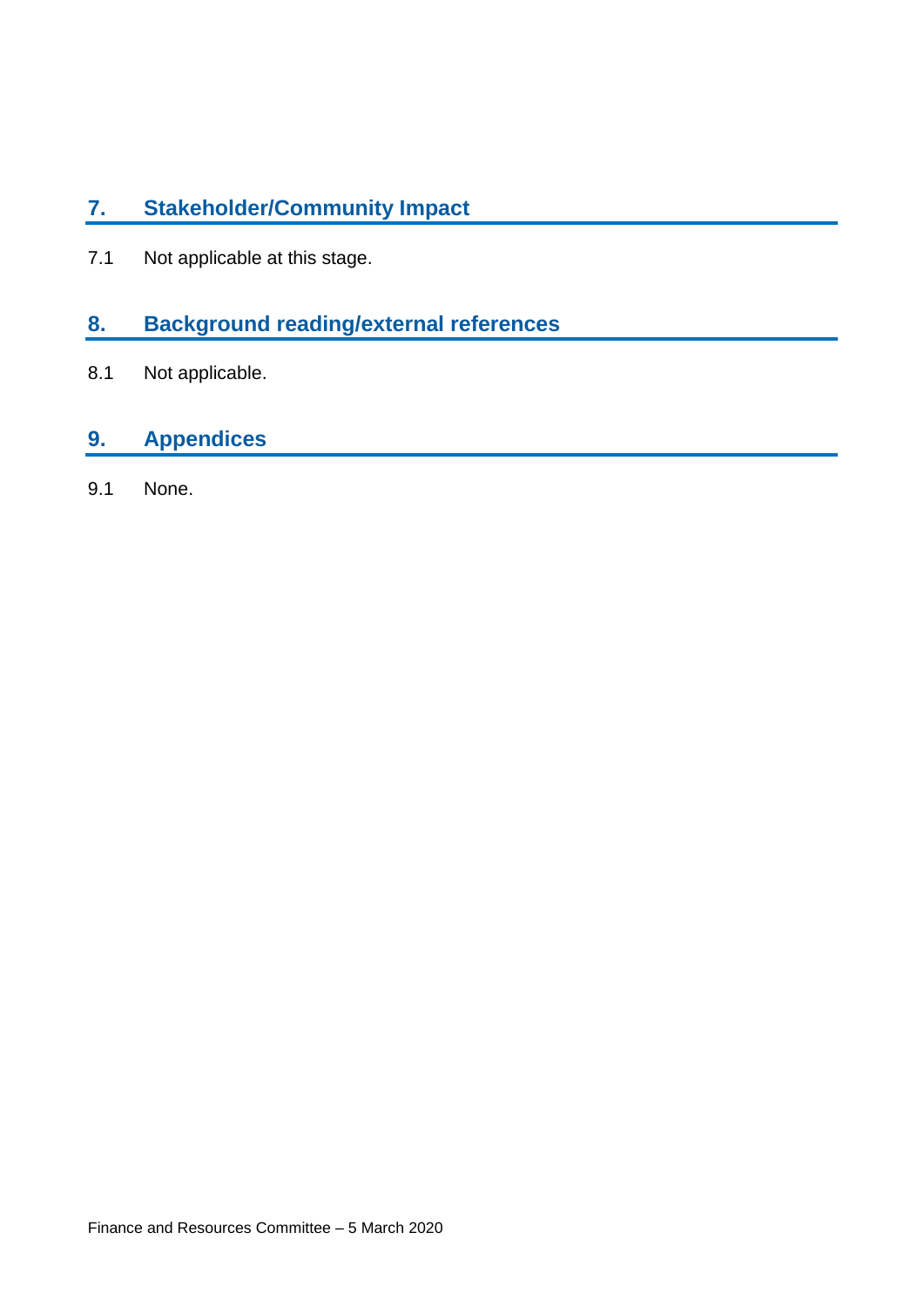## 7. Stakeholder/Community Impact

7.1 Not applicable at this stage.

## 8. Background reading/external references

8.1 Not applicable.

## 9. Appendices

9.1 None.